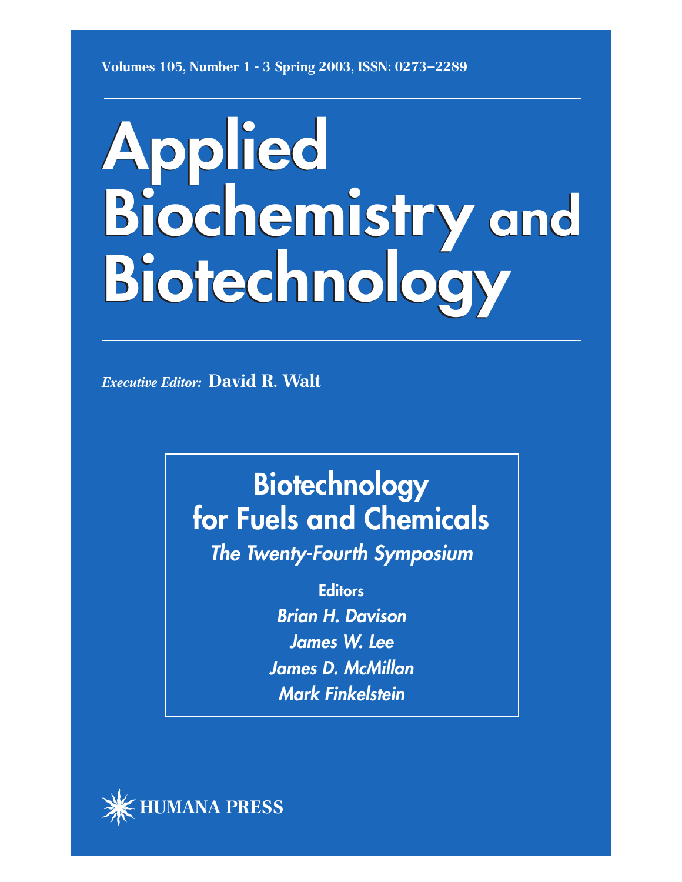Volumes 105, Number 1 - 3 Spring 2003, ISSN: 0273–2289

# Applied Biochemistry and Biotechnology

*Executive Editor:* **David R. Walt**

## Biotechnology for Fuels and Chemicals

*The Twenty-Fourth Symposium*

**Editors**

*Brian H. Davison*

*James W. Lee*

*James D. McMillan*

*Mark Finkelstein*

HUMANA PRESS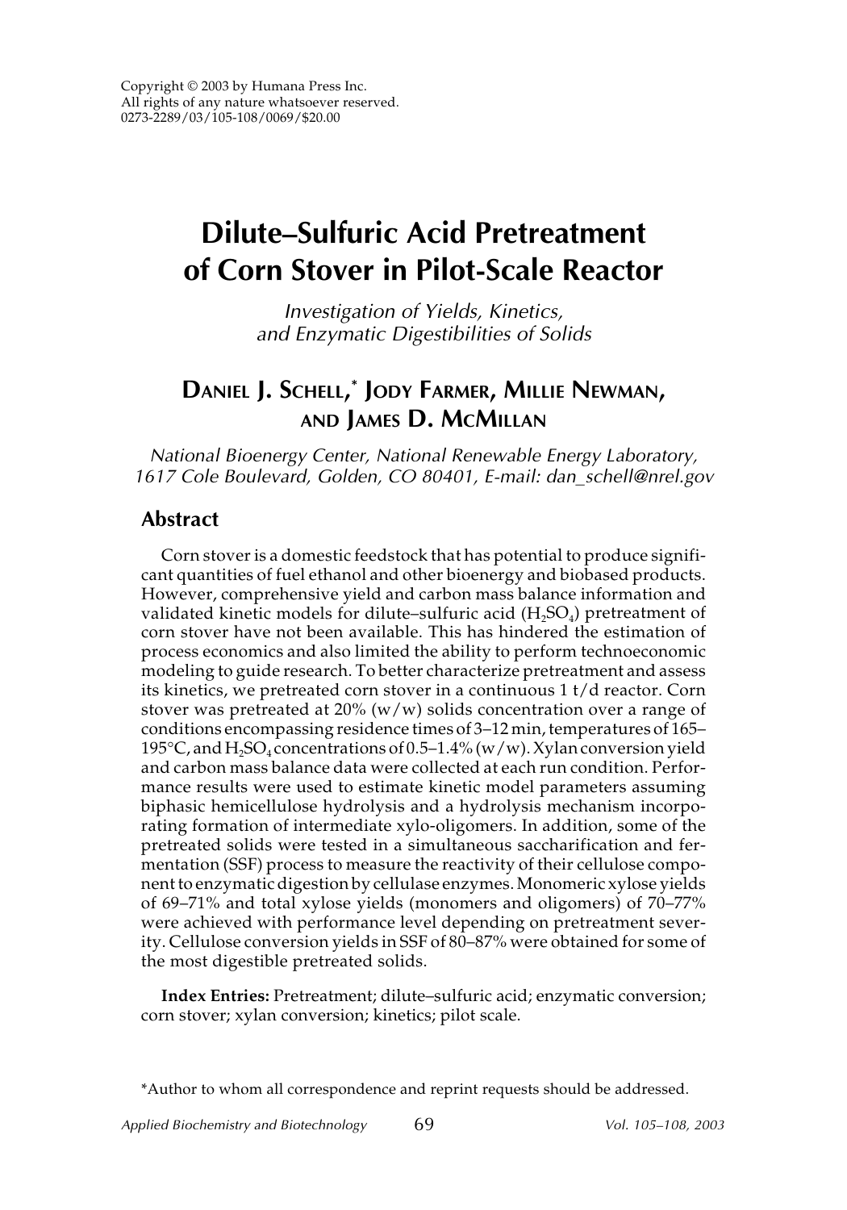# Dilute–Sulfuric Acid Pretreatment of Corn Stover in Pilot-Scale Reactor

*Investigation of Yields, Kinetics, and Enzymatic Digestibilities of Solids*

**Daniel J. Schell,* Jody Farmer, Millie Newman, and James D. McMillan**

*National Bioenergy Center, National Renewable Energy Laboratory, 1617 Cole Boulevard, Golden, CO 80401, E-mail: dan_schell@nrel.gov*

## Abstract

Corn stover is a domestic feedstock that has potential to produce significant quantities of fuel ethanol and other bioenergy and biobased products. However, comprehensive yield and carbon mass balance information and validated kinetic models for dilute–sulfuric acid ($H_2SO_4$) pretreatment of corn stover have not been available. This has hindered the estimation of process economics and also limited the ability to perform technoeconomic modeling to guide research. To better characterize pretreatment and assess its kinetics, we pretreated corn stover in a continuous 1 t/d reactor. Corn stover was pretreated at 20% (w/w) solids concentration over a range of conditions encompassing residence times of 3–12 min, temperatures of 165–195°C, and $H_2SO_4$ concentrations of 0.5–1.4% (w/w). Xylan conversion yield and carbon mass balance data were collected at each run condition. Performance results were used to estimate kinetic model parameters assuming biphasic hemicellulose hydrolysis and a hydrolysis mechanism incorporating formation of intermediate xylo-oligomers. In addition, some of the pretreated solids were tested in a simultaneous saccharification and fermentation (SSF) process to measure the reactivity of their cellulose component to enzymatic digestion by cellulase enzymes. Monomeric xylose yields of 69–71% and total xylose yields (monomers and oligomers) of 70–77% were achieved with performance level depending on pretreatment severity. Cellulose conversion yields in SSF of 80–87% were obtained for some of the most digestible pretreated solids.

**Index Entries:** Pretreatment; dilute–sulfuric acid; enzymatic conversion; corn stover; xylan conversion; kinetics; pilot scale.

*Author to whom all correspondence and reprint requests should be addressed.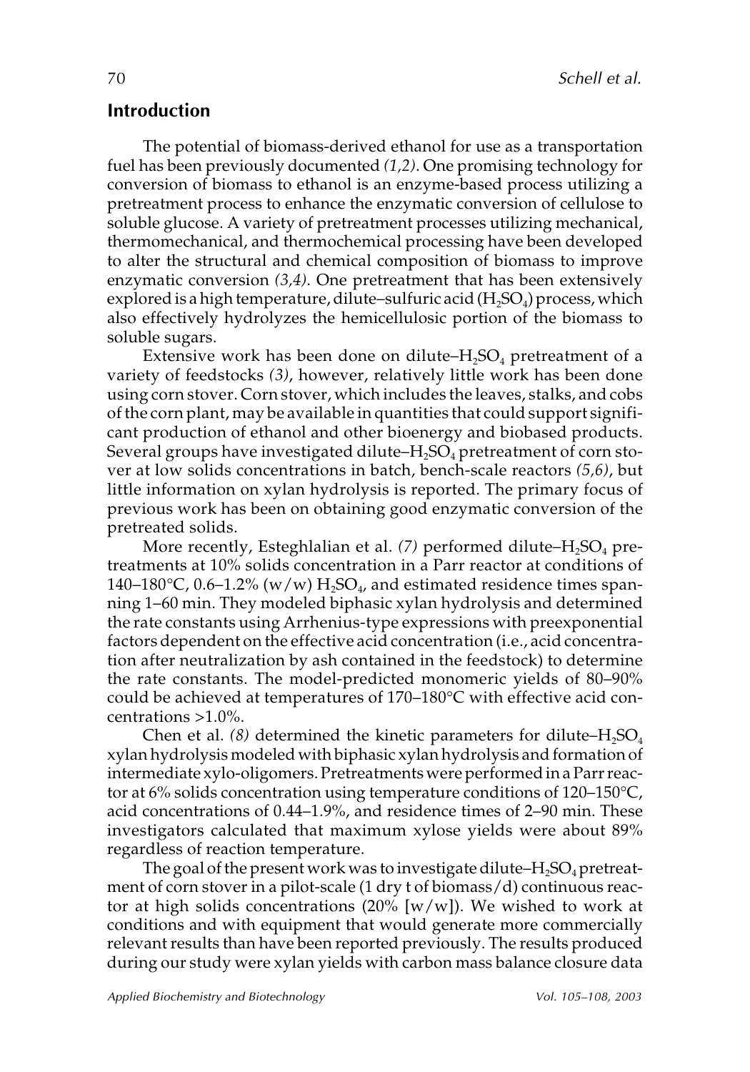## Introduction

The potential of biomass-derived ethanol for use as a transportation fuel has been previously documented *(1,2)*. One promising technology for conversion of biomass to ethanol is an enzyme-based process utilizing a pretreatment process to enhance the enzymatic conversion of cellulose to soluble glucose. A variety of pretreatment processes utilizing mechanical, thermomechanical, and thermochemical processing have been developed to alter the structural and chemical composition of biomass to improve enzymatic conversion *(3,4)*. One pretreatment that has been extensively explored is a high temperature, dilute–sulfuric acid ($H_2SO_4$) process, which also effectively hydrolyzes the hemicellulosic portion of the biomass to soluble sugars.

Extensive work has been done on dilute–$H_2SO_4$ pretreatment of a variety of feedstocks *(3)*, however, relatively little work has been done using corn stover. Corn stover, which includes the leaves, stalks, and cobs of the corn plant, may be available in quantities that could support significant production of ethanol and other bioenergy and biobased products. Several groups have investigated dilute–$H_2SO_4$ pretreatment of corn stover at low solids concentrations in batch, bench-scale reactors *(5,6)*, but little information on xylan hydrolysis is reported. The primary focus of previous work has been on obtaining good enzymatic conversion of the pretreated solids.

More recently, Esteghlalian et al. *(7)* performed dilute–$H_2SO_4$ pretreatments at 10% solids concentration in a Parr reactor at conditions of 140–180°C, 0.6–1.2% (w/w) $H_2SO_4$, and estimated residence times spanning 1–60 min. They modeled biphasic xylan hydrolysis and determined the rate constants using Arrhenius-type expressions with preexponential factors dependent on the effective acid concentration (i.e., acid concentration after neutralization by ash contained in the feedstock) to determine the rate constants. The model-predicted monomeric yields of 80–90% could be achieved at temperatures of 170–180°C with effective acid concentrations >1.0%.

Chen et al. *(8)* determined the kinetic parameters for dilute–$H_2SO_4$ xylan hydrolysis modeled with biphasic xylan hydrolysis and formation of intermediate xylo-oligomers. Pretreatments were performed in a Parr reactor at 6% solids concentration using temperature conditions of 120–150°C, acid concentrations of 0.44–1.9%, and residence times of 2–90 min. These investigators calculated that maximum xylose yields were about 89% regardless of reaction temperature.

The goal of the present work was to investigate dilute–$H_2SO_4$ pretreatment of corn stover in a pilot-scale (1 dry t of biomass/d) continuous reactor at high solids concentrations (20% [w/w]). We wished to work at conditions and with equipment that would generate more commercially relevant results than have been reported previously. The results produced during our study were xylan yields with carbon mass balance closure data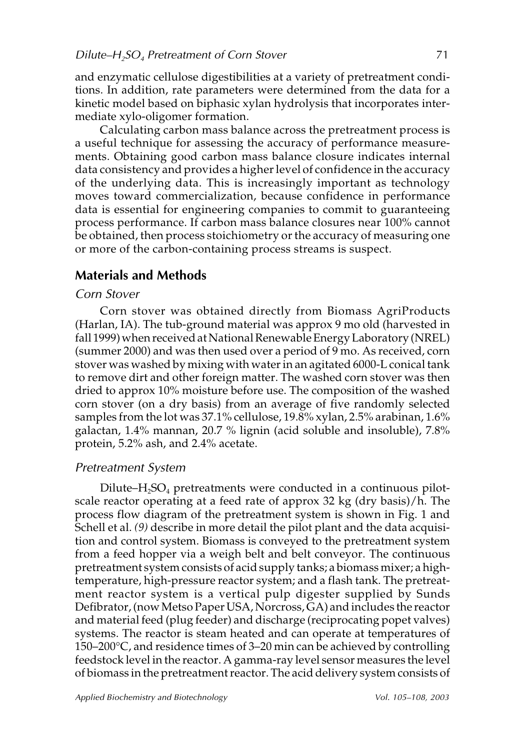and enzymatic cellulose digestibilities at a variety of pretreatment conditions. In addition, rate parameters were determined from the data for a kinetic model based on biphasic xylan hydrolysis that incorporates intermediate xylo-oligomer formation.

Calculating carbon mass balance across the pretreatment process is a useful technique for assessing the accuracy of performance measurements. Obtaining good carbon mass balance closure indicates internal data consistency and provides a higher level of confidence in the accuracy of the underlying data. This is increasingly important as technology moves toward commercialization, because confidence in performance data is essential for engineering companies to commit to guaranteeing process performance. If carbon mass balance closures near 100% cannot be obtained, then process stoichiometry or the accuracy of measuring one or more of the carbon-containing process streams is suspect.

## Materials and Methods

### *Corn Stover*

Corn stover was obtained directly from Biomass AgriProducts (Harlan, IA). The tub-ground material was approx 9 mo old (harvested in fall 1999) when received at National Renewable Energy Laboratory (NREL) (summer 2000) and was then used over a period of 9 mo. As received, corn stover was washed by mixing with water in an agitated 6000-L conical tank to remove dirt and other foreign matter. The washed corn stover was then dried to approx 10% moisture before use. The composition of the washed corn stover (on a dry basis) from an average of five randomly selected samples from the lot was 37.1% cellulose, 19.8% xylan, 2.5% arabinan, 1.6% galactan, 1.4% mannan, 20.7 % lignin (acid soluble and insoluble), 7.8% protein, 5.2% ash, and 2.4% acetate.

### *Pretreatment System*

Dilute–$H_2SO_4$ pretreatments were conducted in a continuous pilot-scale reactor operating at a feed rate of approx 32 kg (dry basis)/h. The process flow diagram of the pretreatment system is shown in Fig. 1 and Schell et al. *(9)* describe in more detail the pilot plant and the data acquisition and control system. Biomass is conveyed to the pretreatment system from a feed hopper via a weigh belt and belt conveyor. The continuous pretreatment system consists of acid supply tanks; a biomass mixer; a high-temperature, high-pressure reactor system; and a flash tank. The pretreatment reactor system is a vertical pulp digester supplied by Sunds Defibrator, (now Metso Paper USA, Norcross, GA) and includes the reactor and material feed (plug feeder) and discharge (reciprocating popet valves) systems. The reactor is steam heated and can operate at temperatures of 150–200°C, and residence times of 3–20 min can be achieved by controlling feedstock level in the reactor. A gamma-ray level sensor measures the level of biomass in the pretreatment reactor. The acid delivery system consists of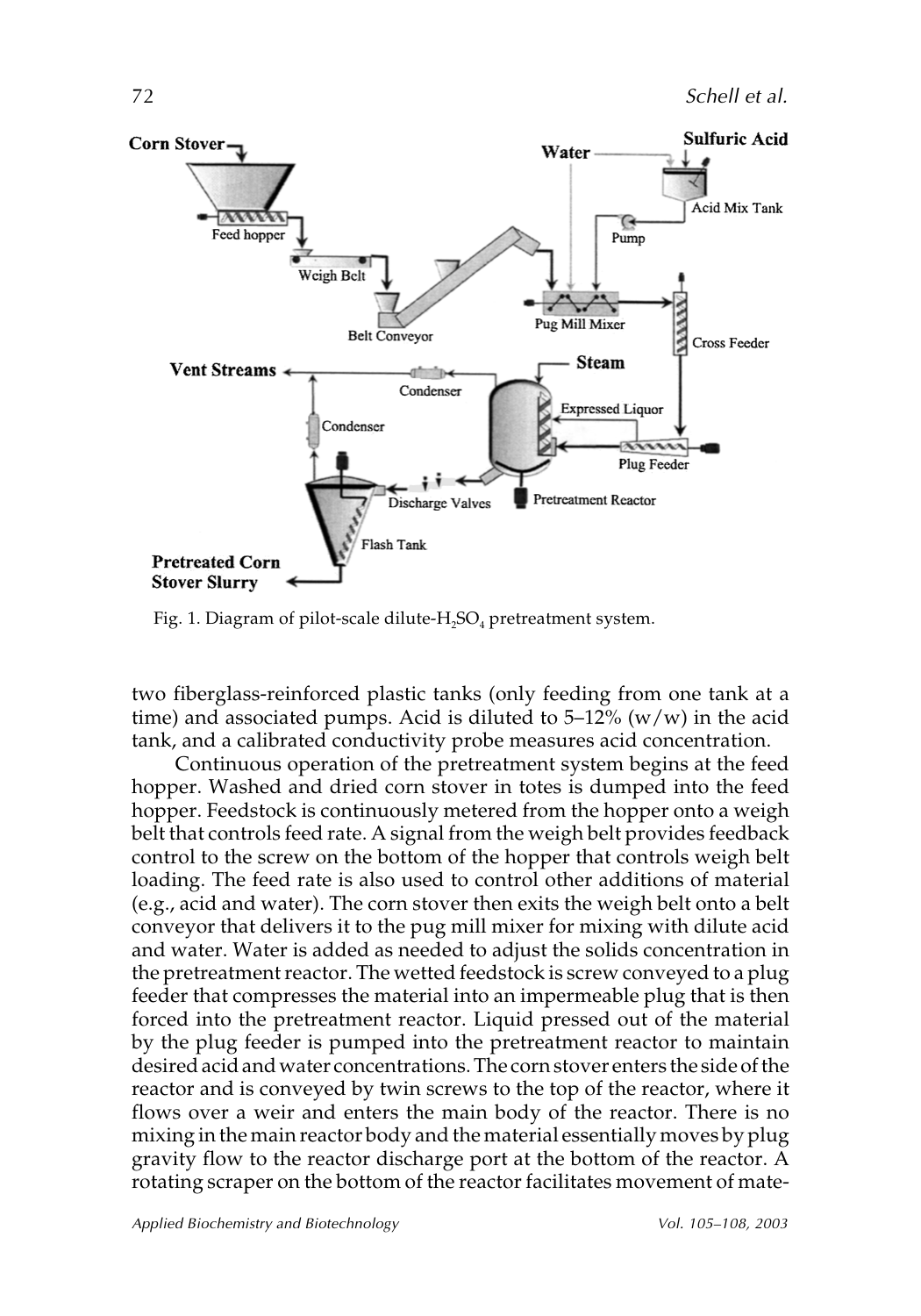Fig. 1. Diagram of pilot-scale dilute-$H_2SO_4$ pretreatment system.

two fiberglass-reinforced plastic tanks (only feeding from one tank at a time) and associated pumps. Acid is diluted to 5–12% (w/w) in the acid tank, and a calibrated conductivity probe measures acid concentration.

Continuous operation of the pretreatment system begins at the feed hopper. Washed and dried corn stover in totes is dumped into the feed hopper. Feedstock is continuously metered from the hopper onto a weigh belt that controls feed rate. A signal from the weigh belt provides feedback control to the screw on the bottom of the hopper that controls weigh belt loading. The feed rate is also used to control other additions of material (e.g., acid and water). The corn stover then exits the weigh belt onto a belt conveyor that delivers it to the pug mill mixer for mixing with dilute acid and water. Water is added as needed to adjust the solids concentration in the pretreatment reactor. The wetted feedstock is screw conveyed to a plug feeder that compresses the material into an impermeable plug that is then forced into the pretreatment reactor. Liquid pressed out of the material by the plug feeder is pumped into the pretreatment reactor to maintain desired acid and water concentrations. The corn stover enters the side of the reactor and is conveyed by twin screws to the top of the reactor, where it flows over a weir and enters the main body of the reactor. There is no mixing in the main reactor body and the material essentially moves by plug gravity flow to the reactor discharge port at the bottom of the reactor. A rotating scraper on the bottom of the reactor facilitates movement of mate-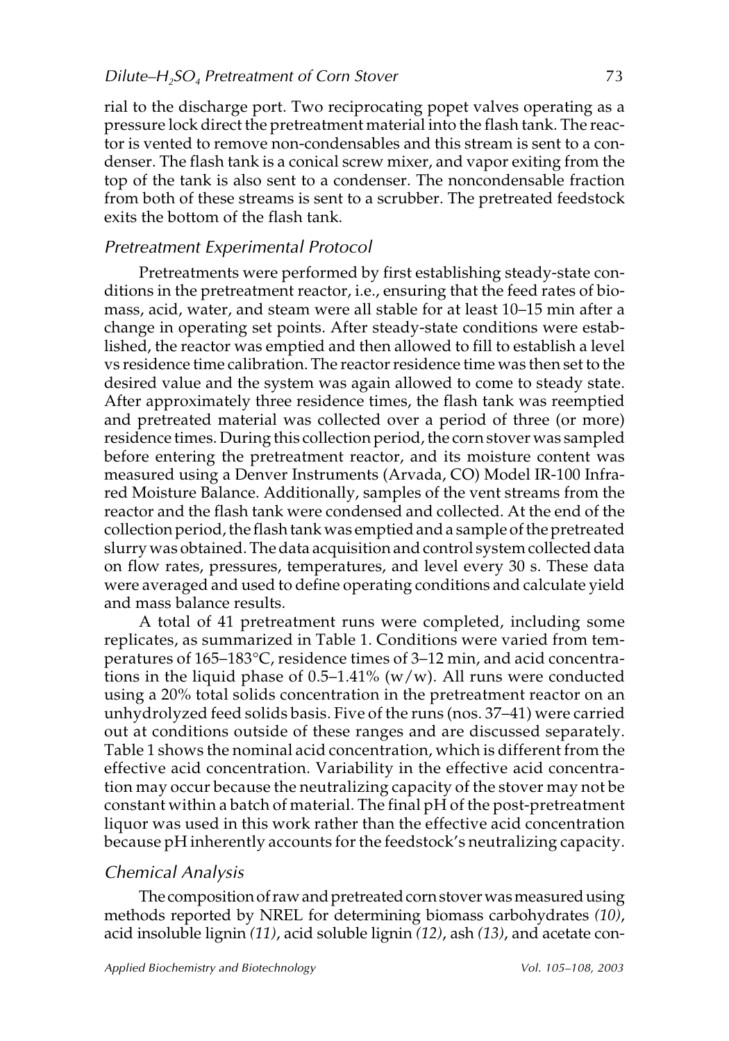rial to the discharge port. Two reciprocating popet valves operating as a pressure lock direct the pretreatment material into the flash tank. The reactor is vented to remove non-condensables and this stream is sent to a condenser. The flash tank is a conical screw mixer, and vapor exiting from the top of the tank is also sent to a condenser. The noncondensable fraction from both of these streams is sent to a scrubber. The pretreated feedstock exits the bottom of the flash tank.

### *Pretreatment Experimental Protocol*

Pretreatments were performed by first establishing steady-state conditions in the pretreatment reactor, i.e., ensuring that the feed rates of biomass, acid, water, and steam were all stable for at least 10–15 min after a change in operating set points. After steady-state conditions were established, the reactor was emptied and then allowed to fill to establish a level vs residence time calibration. The reactor residence time was then set to the desired value and the system was again allowed to come to steady state. After approximately three residence times, the flash tank was reemptied and pretreated material was collected over a period of three (or more) residence times. During this collection period, the corn stover was sampled before entering the pretreatment reactor, and its moisture content was measured using a Denver Instruments (Arvada, CO) Model IR-100 Infrared Moisture Balance. Additionally, samples of the vent streams from the reactor and the flash tank were condensed and collected. At the end of the collection period, the flash tank was emptied and a sample of the pretreated slurry was obtained. The data acquisition and control system collected data on flow rates, pressures, temperatures, and level every 30 s. These data were averaged and used to define operating conditions and calculate yield and mass balance results.

A total of 41 pretreatment runs were completed, including some replicates, as summarized in Table 1. Conditions were varied from temperatures of 165–183°C, residence times of 3–12 min, and acid concentrations in the liquid phase of 0.5–1.41% (w/w). All runs were conducted using a 20% total solids concentration in the pretreatment reactor on an unhydrolyzed feed solids basis. Five of the runs (nos. 37–41) were carried out at conditions outside of these ranges and are discussed separately. Table 1 shows the nominal acid concentration, which is different from the effective acid concentration. Variability in the effective acid concentration may occur because the neutralizing capacity of the stover may not be constant within a batch of material. The final pH of the post-pretreatment liquor was used in this work rather than the effective acid concentration because pH inherently accounts for the feedstock's neutralizing capacity.

### *Chemical Analysis*

The composition of raw and pretreated corn stover was measured using methods reported by NREL for determining biomass carbohydrates *(10)*, acid insoluble lignin *(11)*, acid soluble lignin *(12)*, ash *(13)*, and acetate con-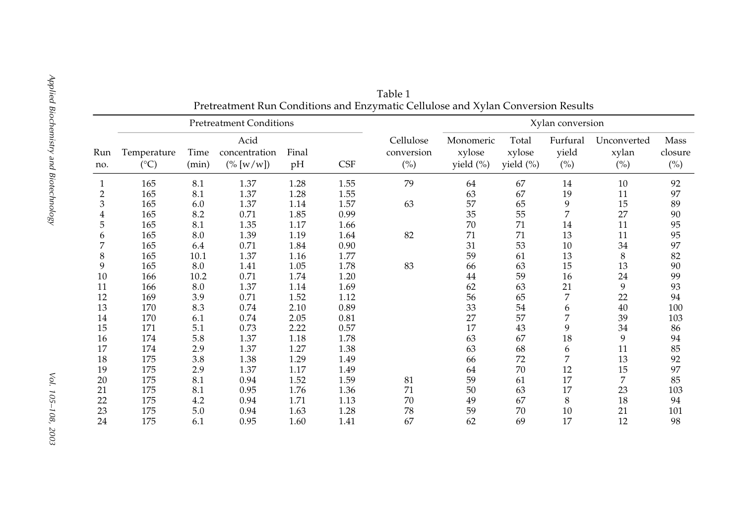Table 1
Pretreatment Run Conditions and Enzymatic Cellulose and Xylan Conversion Results

| | Pretreatment Conditions | | | | | | Xylan conversion | | | | |
|---|---|---|---|---|---|---|---|---|---|---|---|
| Run no. | Temperature (°C) | Time (min) | Acid concentration (% [w/w]) | Final pH | CSF | Cellulose conversion (%) | Monomeric xylose yield (%) | Total xylose yield (%) | Furfural yield (%) | Unconverted xylan (%) | Mass closure (%) |
| 1 | 165 | 8.1 | 1.37 | 1.28 | 1.55 | 79 | 64 | 67 | 14 | 10 | 92 |
| 2 | 165 | 8.1 | 1.37 | 1.28 | 1.55 | | 63 | 67 | 19 | 11 | 97 |
| 3 | 165 | 6.0 | 1.37 | 1.14 | 1.57 | 63 | 57 | 65 | 9 | 15 | 89 |
| 4 | 165 | 8.2 | 0.71 | 1.85 | 0.99 | | 35 | 55 | 7 | 27 | 90 |
| 5 | 165 | 8.1 | 1.35 | 1.17 | 1.66 | | 70 | 71 | 14 | 11 | 95 |
| 6 | 165 | 8.0 | 1.39 | 1.19 | 1.64 | 82 | 71 | 71 | 13 | 11 | 95 |
| 7 | 165 | 6.4 | 0.71 | 1.84 | 0.90 | | 31 | 53 | 10 | 34 | 97 |
| 8 | 165 | 10.1 | 1.37 | 1.16 | 1.77 | | 59 | 61 | 13 | 8 | 82 |
| 9 | 165 | 8.0 | 1.41 | 1.05 | 1.78 | 83 | 66 | 63 | 15 | 13 | 90 |
| 10 | 166 | 10.2 | 0.71 | 1.74 | 1.20 | | 44 | 59 | 16 | 24 | 99 |
| 11 | 166 | 8.0 | 1.37 | 1.14 | 1.69 | | 62 | 63 | 21 | 9 | 93 |
| 12 | 169 | 3.9 | 0.71 | 1.52 | 1.12 | | 56 | 65 | 7 | 22 | 94 |
| 13 | 170 | 8.3 | 0.74 | 2.10 | 0.89 | | 33 | 54 | 6 | 40 | 100 |
| 14 | 170 | 6.1 | 0.74 | 2.05 | 0.81 | | 27 | 57 | 7 | 39 | 103 |
| 15 | 171 | 5.1 | 0.73 | 2.22 | 0.57 | | 17 | 43 | 9 | 34 | 86 |
| 16 | 174 | 5.8 | 1.37 | 1.18 | 1.78 | | 63 | 67 | 18 | 9 | 94 |
| 17 | 174 | 2.9 | 1.37 | 1.27 | 1.38 | | 63 | 68 | 6 | 11 | 85 |
| 18 | 175 | 3.8 | 1.38 | 1.29 | 1.49 | | 66 | 72 | 7 | 13 | 92 |
| 19 | 175 | 2.9 | 1.37 | 1.17 | 1.49 | | 64 | 70 | 12 | 15 | 97 |
| 20 | 175 | 8.1 | 0.94 | 1.52 | 1.59 | 81 | 59 | 61 | 17 | 7 | 85 |
| 21 | 175 | 8.1 | 0.95 | 1.76 | 1.36 | 71 | 50 | 63 | 17 | 23 | 103 |
| 22 | 175 | 4.2 | 0.94 | 1.71 | 1.13 | 70 | 49 | 67 | 8 | 18 | 94 |
| 23 | 175 | 5.0 | 0.94 | 1.63 | 1.28 | 78 | 59 | 70 | 10 | 21 | 101 |
| 24 | 175 | 6.1 | 0.95 | 1.60 | 1.41 | 67 | 62 | 69 | 17 | 12 | 98 |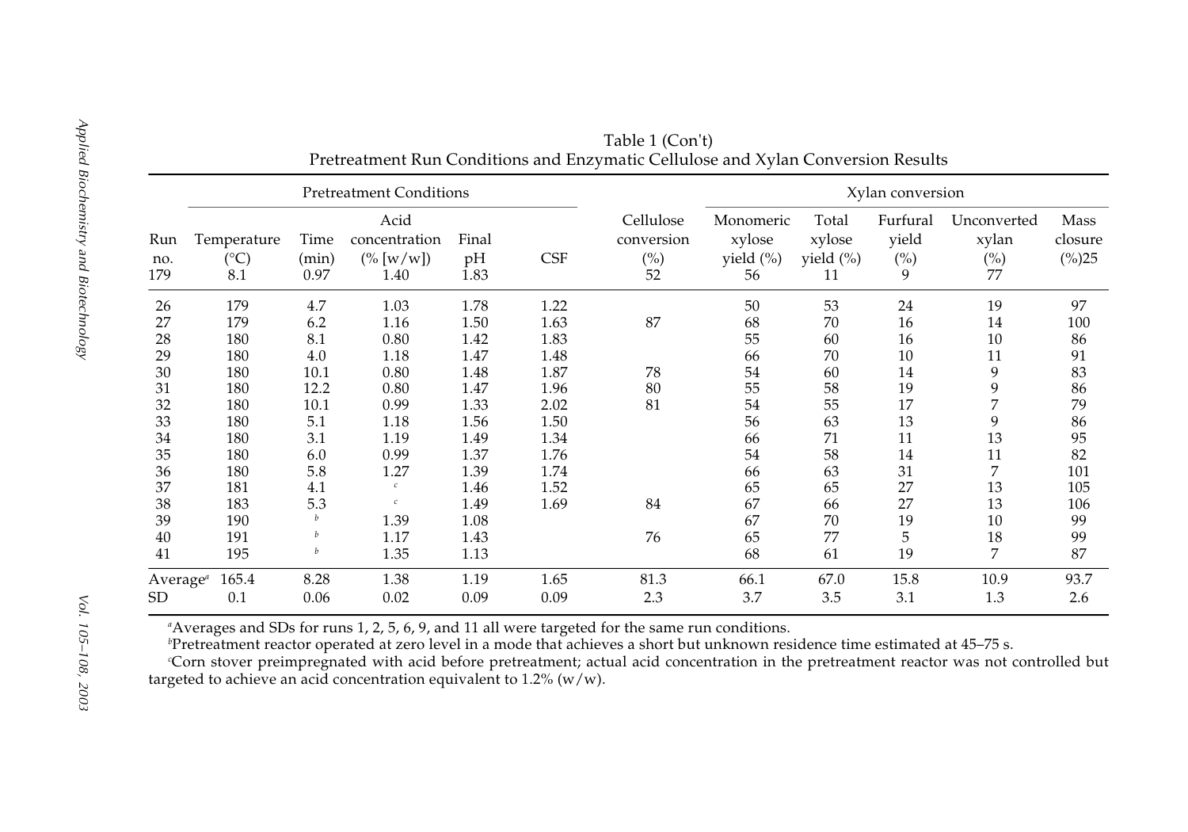Table 1 (Con't)
Pretreatment Run Conditions and Enzymatic Cellulose and Xylan Conversion Results

| | Pretreatment Conditions | | | | | | Xylan conversion | | | | |
|---|---|---|---|---|---|---|---|---|---|---|---|
| Run no. | Temperature (°C) | Time (min) | Acid concentration (% [w/w]) | Final pH | CSF | Cellulose conversion (%) | Monomeric xylose yield (%) | Total xylose yield (%) | Furfural yield (%) | Unconverted xylan (%) | Mass closure (%)25 |
| 179 | 8.1 | 0.97 | 1.40 | 1.83 | | 52 | 56 | 11 | 9 | 77 | |
| 26 | 179 | 4.7 | 1.03 | 1.78 | 1.22 | | 50 | 53 | 24 | 19 | 97 |
| 27 | 179 | 6.2 | 1.16 | 1.50 | 1.63 | 87 | 68 | 70 | 16 | 14 | 100 |
| 28 | 180 | 8.1 | 0.80 | 1.42 | 1.83 | | 55 | 60 | 16 | 10 | 86 |
| 29 | 180 | 4.0 | 1.18 | 1.47 | 1.48 | | 66 | 70 | 10 | 11 | 91 |
| 30 | 180 | 10.1 | 0.80 | 1.48 | 1.87 | 78 | 54 | 60 | 14 | 9 | 83 |
| 31 | 180 | 12.2 | 0.80 | 1.47 | 1.96 | 80 | 55 | 58 | 19 | 9 | 86 |
| 32 | 180 | 10.1 | 0.99 | 1.33 | 2.02 | 81 | 54 | 55 | 17 | 7 | 79 |
| 33 | 180 | 5.1 | 1.18 | 1.56 | 1.50 | | 56 | 63 | 13 | 9 | 86 |
| 34 | 180 | 3.1 | 1.19 | 1.49 | 1.34 | | 66 | 71 | 11 | 13 | 95 |
| 35 | 180 | 6.0 | 0.99 | 1.37 | 1.76 | | 54 | 58 | 14 | 11 | 82 |
| 36 | 180 | 5.8 | 1.27 | 1.39 | 1.74 | | 66 | 63 | 31 | 7 | 101 |
| 37 | 181 | 4.1 | [c] | 1.46 | 1.52 | | 65 | 65 | 27 | 13 | 105 |
| 38 | 183 | 5.3 | [c] | 1.49 | 1.69 | 84 | 67 | 66 | 27 | 13 | 106 |
| 39 | 190 | [b] | 1.39 | 1.08 | | | 67 | 70 | 19 | 10 | 99 |
| 40 | 191 | [b] | 1.17 | 1.43 | | 76 | 65 | 77 | 5 | 18 | 99 |
| 41 | 195 | [b] | 1.35 | 1.13 | | | 68 | 61 | 19 | 7 | 87 |
| Average[a] | 165.4 | 8.28 | 1.38 | 1.19 | 1.65 | 81.3 | 66.1 | 67.0 | 15.8 | 10.9 | 93.7 |
| SD | 0.1 | 0.06 | 0.02 | 0.09 | 0.09 | 2.3 | 3.7 | 3.5 | 3.1 | 1.3 | 2.6 |

[a]Averages and SDs for runs 1, 2, 5, 6, 9, and 11 all were targeted for the same run conditions.

[b]Pretreatment reactor operated at zero level in a mode that achieves a short but unknown residence time estimated at 45–75 s.

[c]Corn stover preimpregnated with acid before pretreatment; actual acid concentration in the pretreatment reactor was not controlled but targeted to achieve an acid concentration equivalent to 1.2% (w/w).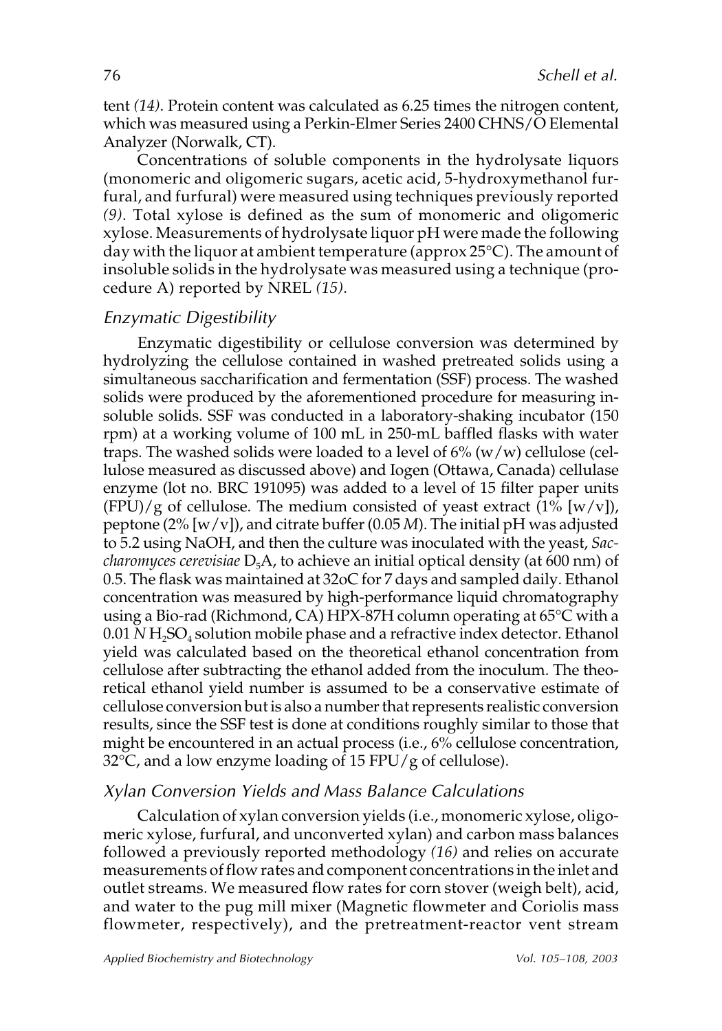tent *(14)*. Protein content was calculated as 6.25 times the nitrogen content, which was measured using a Perkin-Elmer Series 2400 CHNS/O Elemental Analyzer (Norwalk, CT).

Concentrations of soluble components in the hydrolysate liquors (monomeric and oligomeric sugars, acetic acid, 5-hydroxymethanol furfural, and furfural) were measured using techniques previously reported *(9)*. Total xylose is defined as the sum of monomeric and oligomeric xylose. Measurements of hydrolysate liquor pH were made the following day with the liquor at ambient temperature (approx 25°C). The amount of insoluble solids in the hydrolysate was measured using a technique (procedure A) reported by NREL *(15)*.

### *Enzymatic Digestibility*

Enzymatic digestibility or cellulose conversion was determined by hydrolyzing the cellulose contained in washed pretreated solids using a simultaneous saccharification and fermentation (SSF) process. The washed solids were produced by the aforementioned procedure for measuring insoluble solids. SSF was conducted in a laboratory-shaking incubator (150 rpm) at a working volume of 100 mL in 250-mL baffled flasks with water traps. The washed solids were loaded to a level of 6% (w/w) cellulose (cellulose measured as discussed above) and Iogen (Ottawa, Canada) cellulase enzyme (lot no. BRC 191095) was added to a level of 15 filter paper units (FPU)/g of cellulose. The medium consisted of yeast extract (1% [w/v]), peptone (2% [w/v]), and citrate buffer (0.05 *M*). The initial pH was adjusted to 5.2 using NaOH, and then the culture was inoculated with the yeast, *Saccharomyces cerevisiae* $D_5A$, to achieve an initial optical density (at 600 nm) of 0.5. The flask was maintained at 32oC for 7 days and sampled daily. Ethanol concentration was measured by high-performance liquid chromatography using a Bio-rad (Richmond, CA) HPX-87H column operating at 65°C with a 0.01 *N* $H_2SO_4$ solution mobile phase and a refractive index detector. Ethanol yield was calculated based on the theoretical ethanol concentration from cellulose after subtracting the ethanol added from the inoculum. The theoretical ethanol yield number is assumed to be a conservative estimate of cellulose conversion but is also a number that represents realistic conversion results, since the SSF test is done at conditions roughly similar to those that might be encountered in an actual process (i.e., 6% cellulose concentration, 32°C, and a low enzyme loading of 15 FPU/g of cellulose).

### *Xylan Conversion Yields and Mass Balance Calculations*

Calculation of xylan conversion yields (i.e., monomeric xylose, oligomeric xylose, furfural, and unconverted xylan) and carbon mass balances followed a previously reported methodology *(16)* and relies on accurate measurements of flow rates and component concentrations in the inlet and outlet streams. We measured flow rates for corn stover (weigh belt), acid, and water to the pug mill mixer (Magnetic flowmeter and Coriolis mass flowmeter, respectively), and the pretreatment-reactor vent stream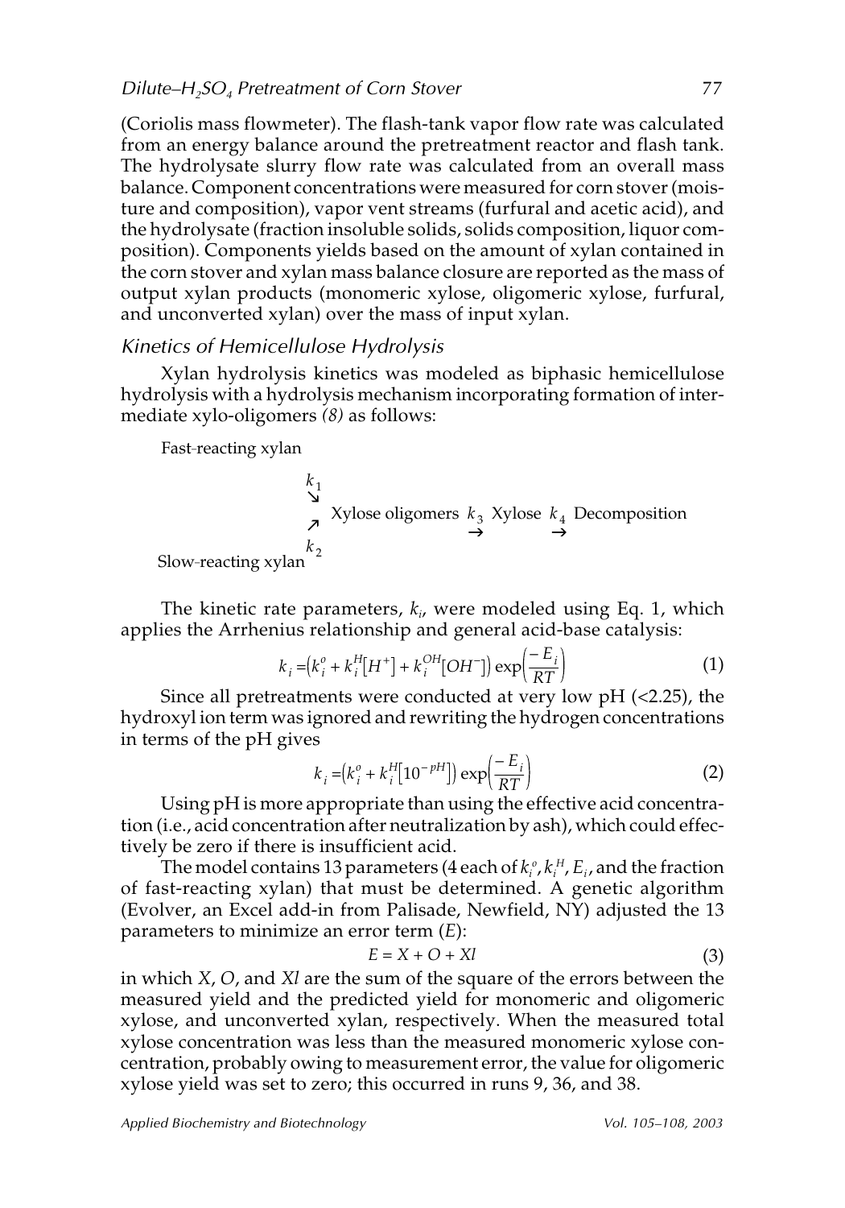(Coriolis mass flowmeter). The flash-tank vapor flow rate was calculated from an energy balance around the pretreatment reactor and flash tank. The hydrolysate slurry flow rate was calculated from an overall mass balance. Component concentrations were measured for corn stover (moisture and composition), vapor vent streams (furfural and acetic acid), and the hydrolysate (fraction insoluble solids, solids composition, liquor composition). Components yields based on the amount of xylan contained in the corn stover and xylan mass balance closure are reported as the mass of output xylan products (monomeric xylose, oligomeric xylose, furfural, and unconverted xylan) over the mass of input xylan.

### *Kinetics of Hemicellulose Hydrolysis*

Xylan hydrolysis kinetics was modeled as biphasic hemicellulose hydrolysis with a hydrolysis mechanism incorporating formation of intermediate xylo-oligomers *(8)* as follows:

$$\begin{array}{l} \text{Fast-reacting xylan} \\ \qquad \overset{k_1}{\searrow} \\ \qquad\qquad \text{Xylose oligomers} \overset{k_3}{\rightarrow} \text{Xylose} \overset{k_4}{\rightarrow} \text{Decomposition} \\ \qquad \underset{k_2}{\nearrow} \\ \text{Slow-reacting xylan} \end{array}$$

The kinetic rate parameters, $k_i$, were modeled using Eq. 1, which applies the Arrhenius relationship and general acid-base catalysis:

$$k_i = \left(k_i^o + k_i^H\left[H^+\right] + k_i^{OH}\left[OH^-\right]\right)\exp\left(\frac{-E_i}{RT}\right) \tag{1}$$

Since all pretreatments were conducted at very low pH (<2.25), the hydroxyl ion term was ignored and rewriting the hydrogen concentrations in terms of the pH gives

$$k_i = \left(k_i^o + k_i^H\left[10^{-pH}\right]\right)\exp\left(\frac{-E_i}{RT}\right) \tag{2}$$

Using pH is more appropriate than using the effective acid concentration (i.e., acid concentration after neutralization by ash), which could effectively be zero if there is insufficient acid.

The model contains 13 parameters (4 each of $k_i^o$, $k_i^H$, $E_i$, and the fraction of fast-reacting xylan) that must be determined. A genetic algorithm (Evolver, an Excel add-in from Palisade, Newfield, NY) adjusted the 13 parameters to minimize an error term ($E$):

$$E = X + O + Xl \tag{3}$$

in which $X$, $O$, and $Xl$ are the sum of the square of the errors between the measured yield and the predicted yield for monomeric and oligomeric xylose, and unconverted xylan, respectively. When the measured total xylose concentration was less than the measured monomeric xylose concentration, probably owing to measurement error, the value for oligomeric xylose yield was set to zero; this occurred in runs 9, 36, and 38.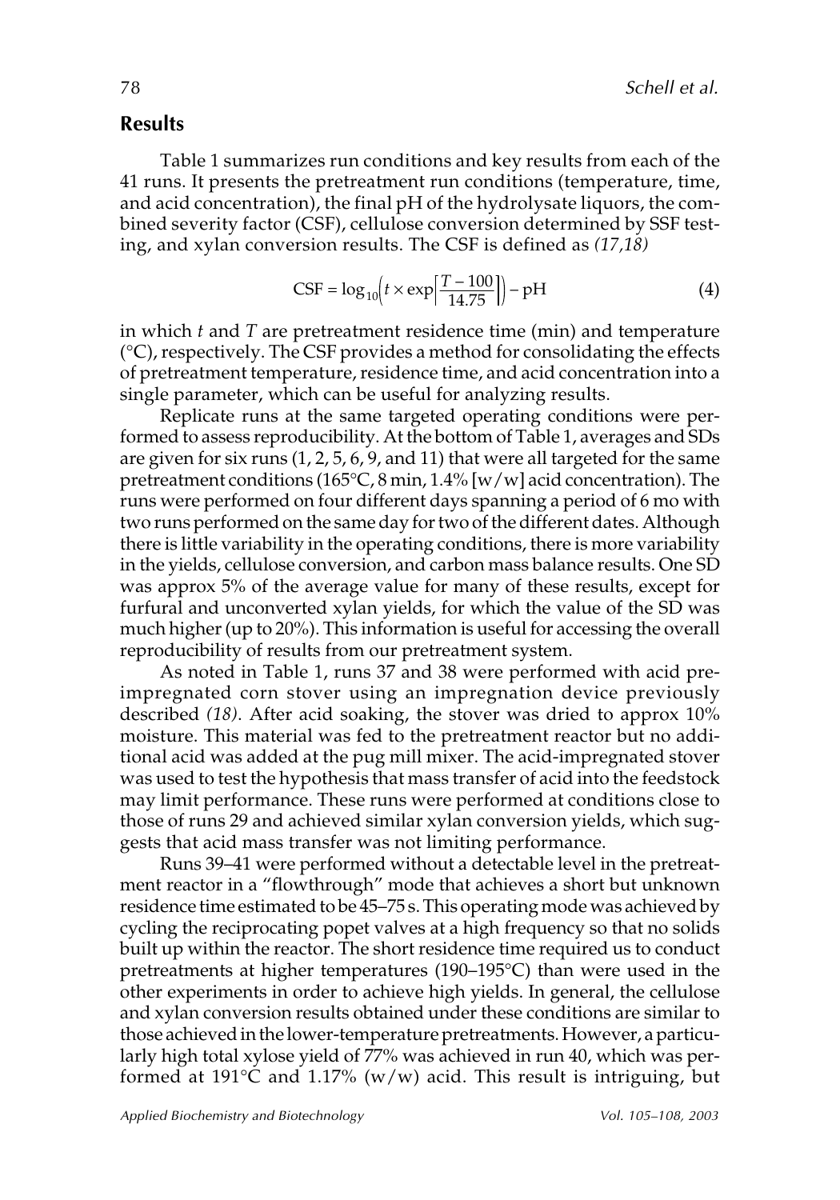## Results

Table 1 summarizes run conditions and key results from each of the 41 runs. It presents the pretreatment run conditions (temperature, time, and acid concentration), the final pH of the hydrolysate liquors, the combined severity factor (CSF), cellulose conversion determined by SSF testing, and xylan conversion results. The CSF is defined as *(17,18)*

$$\mathrm{CSF} = \log_{10}\left(t \times \exp\left[\frac{T - 100}{14.75}\right]\right) - \mathrm{pH} \tag{4}$$

in which $t$ and $T$ are pretreatment residence time (min) and temperature (°C), respectively. The CSF provides a method for consolidating the effects of pretreatment temperature, residence time, and acid concentration into a single parameter, which can be useful for analyzing results.

Replicate runs at the same targeted operating conditions were performed to assess reproducibility. At the bottom of Table 1, averages and SDs are given for six runs (1, 2, 5, 6, 9, and 11) that were all targeted for the same pretreatment conditions (165°C, 8 min, 1.4% [w/w] acid concentration). The runs were performed on four different days spanning a period of 6 mo with two runs performed on the same day for two of the different dates. Although there is little variability in the operating conditions, there is more variability in the yields, cellulose conversion, and carbon mass balance results. One SD was approx 5% of the average value for many of these results, except for furfural and unconverted xylan yields, for which the value of the SD was much higher (up to 20%). This information is useful for accessing the overall reproducibility of results from our pretreatment system.

As noted in Table 1, runs 37 and 38 were performed with acid pre-impregnated corn stover using an impregnation device previously described *(18)*. After acid soaking, the stover was dried to approx 10% moisture. This material was fed to the pretreatment reactor but no additional acid was added at the pug mill mixer. The acid-impregnated stover was used to test the hypothesis that mass transfer of acid into the feedstock may limit performance. These runs were performed at conditions close to those of runs 29 and achieved similar xylan conversion yields, which suggests that acid mass transfer was not limiting performance.

Runs 39–41 were performed without a detectable level in the pretreatment reactor in a "flowthrough" mode that achieves a short but unknown residence time estimated to be 45–75 s. This operating mode was achieved by cycling the reciprocating popet valves at a high frequency so that no solids built up within the reactor. The short residence time required us to conduct pretreatments at higher temperatures (190–195°C) than were used in the other experiments in order to achieve high yields. In general, the cellulose and xylan conversion results obtained under these conditions are similar to those achieved in the lower-temperature pretreatments. However, a particularly high total xylose yield of 77% was achieved in run 40, which was performed at 191°C and 1.17% (w/w) acid. This result is intriguing, but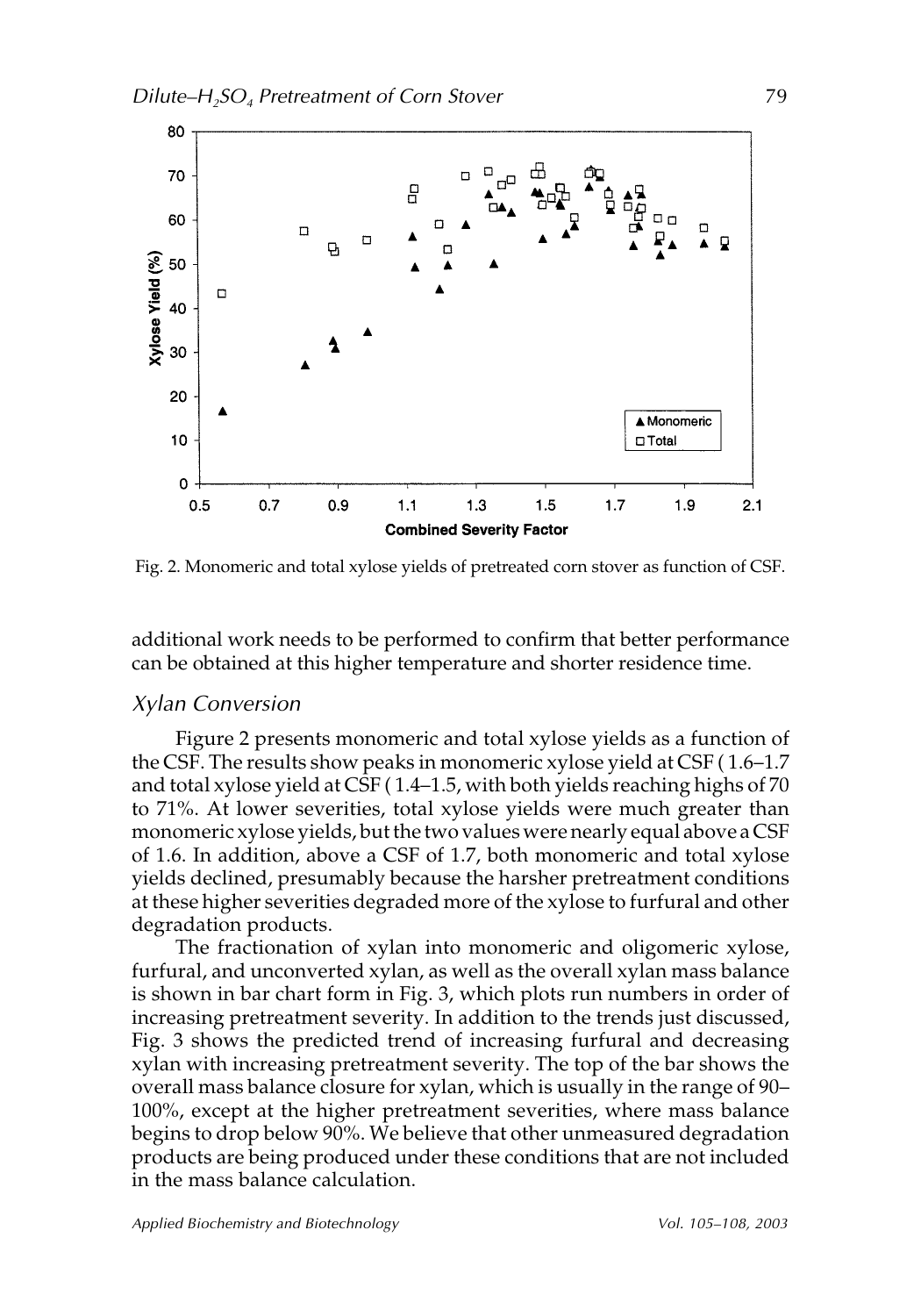Fig. 2. Monomeric and total xylose yields of pretreated corn stover as function of CSF.

additional work needs to be performed to confirm that better performance can be obtained at this higher temperature and shorter residence time.

### Xylan Conversion

Figure 2 presents monomeric and total xylose yields as a function of the CSF. The results show peaks in monomeric xylose yield at CSF ( 1.6–1.7 and total xylose yield at CSF ( 1.4–1.5, with both yields reaching highs of 70 to 71%. At lower severities, total xylose yields were much greater than monomeric xylose yields, but the two values were nearly equal above a CSF of 1.6. In addition, above a CSF of 1.7, both monomeric and total xylose yields declined, presumably because the harsher pretreatment conditions at these higher severities degraded more of the xylose to furfural and other degradation products.

The fractionation of xylan into monomeric and oligomeric xylose, furfural, and unconverted xylan, as well as the overall xylan mass balance is shown in bar chart form in Fig. 3, which plots run numbers in order of increasing pretreatment severity. In addition to the trends just discussed, Fig. 3 shows the predicted trend of increasing furfural and decreasing xylan with increasing pretreatment severity. The top of the bar shows the overall mass balance closure for xylan, which is usually in the range of 90–100%, except at the higher pretreatment severities, where mass balance begins to drop below 90%. We believe that other unmeasured degradation products are being produced under these conditions that are not included in the mass balance calculation.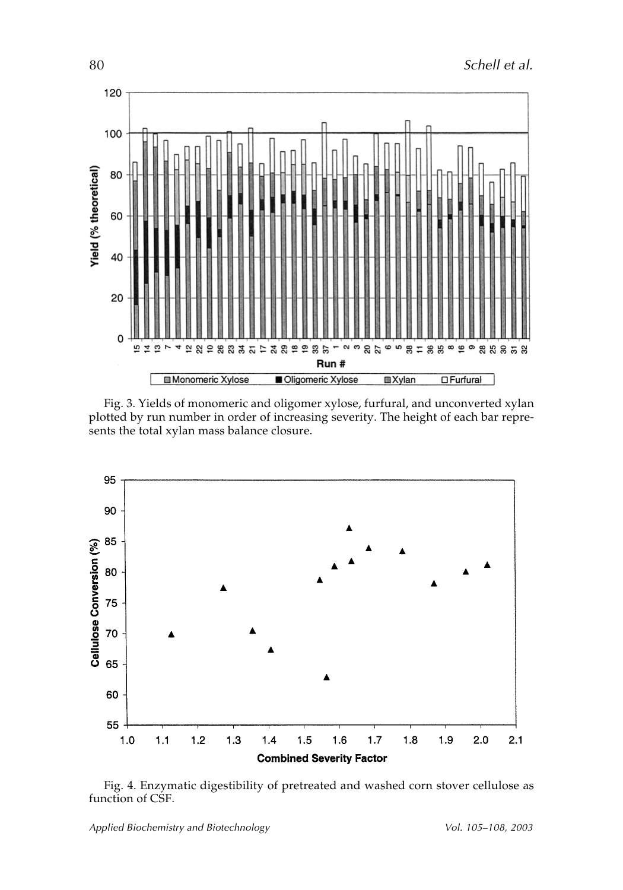Fig. 3. Yields of monomeric and oligomer xylose, furfural, and unconverted xylan plotted by run number in order of increasing severity. The height of each bar represents the total xylan mass balance closure.

Fig. 4. Enzymatic digestibility of pretreated and washed corn stover cellulose as function of CSF.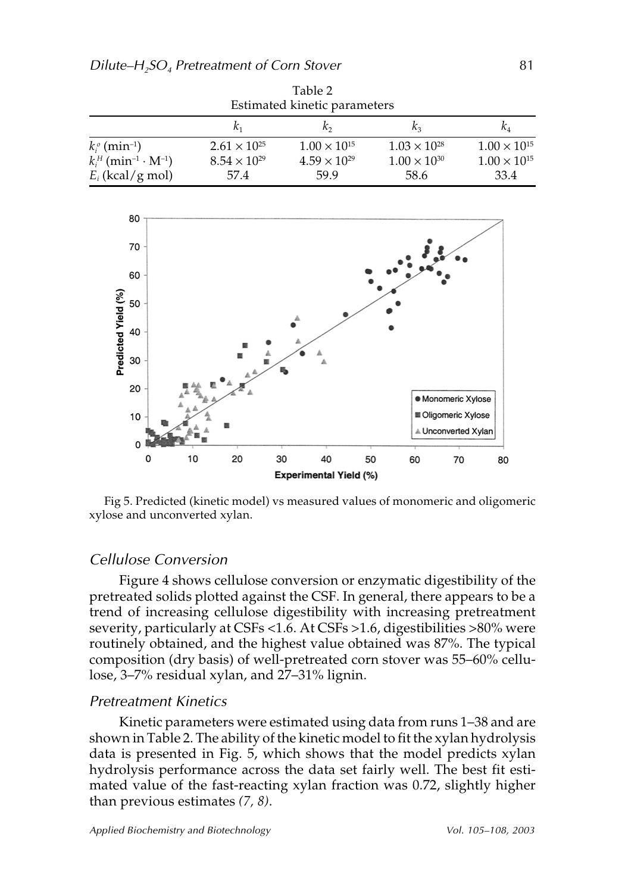Table 2
Estimated kinetic parameters

| | $k_1$ | $k_2$ | $k_3$ | $k_4$ |
|---|---|---|---|---|
| $k_i^o$ ($\text{min}^{-1}$) | $2.61 \times 10^{25}$ | $1.00 \times 10^{15}$ | $1.03 \times 10^{28}$ | $1.00 \times 10^{15}$ |
| $k_i^H$ ($\text{min}^{-1} \cdot \text{M}^{-1}$) | $8.54 \times 10^{29}$ | $4.59 \times 10^{29}$ | $1.00 \times 10^{30}$ | $1.00 \times 10^{15}$ |
| $E_i$ (kcal/g mol) | 57.4 | 59.9 | 58.6 | 33.4 |

Fig 5. Predicted (kinetic model) vs measured values of monomeric and oligomeric xylose and unconverted xylan.

### Cellulose Conversion

Figure 4 shows cellulose conversion or enzymatic digestibility of the pretreated solids plotted against the CSF. In general, there appears to be a trend of increasing cellulose digestibility with increasing pretreatment severity, particularly at CSFs <1.6. At CSFs >1.6, digestibilities >80% were routinely obtained, and the highest value obtained was 87%. The typical composition (dry basis) of well-pretreated corn stover was 55–60% cellulose, 3–7% residual xylan, and 27–31% lignin.

### Pretreatment Kinetics

Kinetic parameters were estimated using data from runs 1–38 and are shown in Table 2. The ability of the kinetic model to fit the xylan hydrolysis data is presented in Fig. 5, which shows that the model predicts xylan hydrolysis performance across the data set fairly well. The best fit estimated value of the fast-reacting xylan fraction was 0.72, slightly higher than previous estimates *(7, 8)*.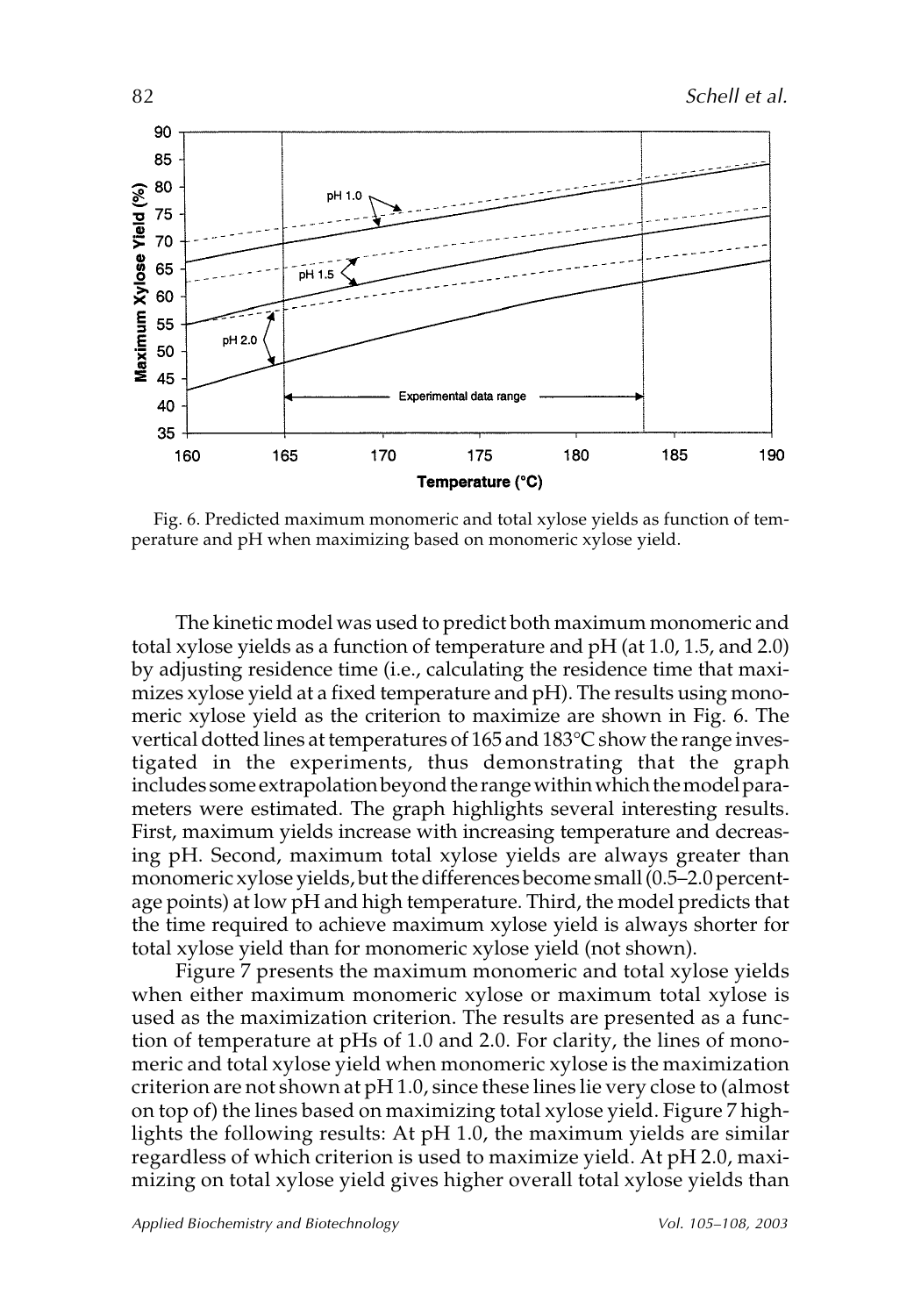Fig. 6. Predicted maximum monomeric and total xylose yields as function of temperature and pH when maximizing based on monomeric xylose yield.

The kinetic model was used to predict both maximum monomeric and total xylose yields as a function of temperature and pH (at 1.0, 1.5, and 2.0) by adjusting residence time (i.e., calculating the residence time that maximizes xylose yield at a fixed temperature and pH). The results using monomeric xylose yield as the criterion to maximize are shown in Fig. 6. The vertical dotted lines at temperatures of 165 and 183°C show the range investigated in the experiments, thus demonstrating that the graph includes some extrapolation beyond the range within which the model parameters were estimated. The graph highlights several interesting results. First, maximum yields increase with increasing temperature and decreasing pH. Second, maximum total xylose yields are always greater than monomeric xylose yields, but the differences become small (0.5–2.0 percentage points) at low pH and high temperature. Third, the model predicts that the time required to achieve maximum xylose yield is always shorter for total xylose yield than for monomeric xylose yield (not shown).

Figure 7 presents the maximum monomeric and total xylose yields when either maximum monomeric xylose or maximum total xylose is used as the maximization criterion. The results are presented as a function of temperature at pHs of 1.0 and 2.0. For clarity, the lines of monomeric and total xylose yield when monomeric xylose is the maximization criterion are not shown at pH 1.0, since these lines lie very close to (almost on top of) the lines based on maximizing total xylose yield. Figure 7 highlights the following results: At pH 1.0, the maximum yields are similar regardless of which criterion is used to maximize yield. At pH 2.0, maximizing on total xylose yield gives higher overall total xylose yields than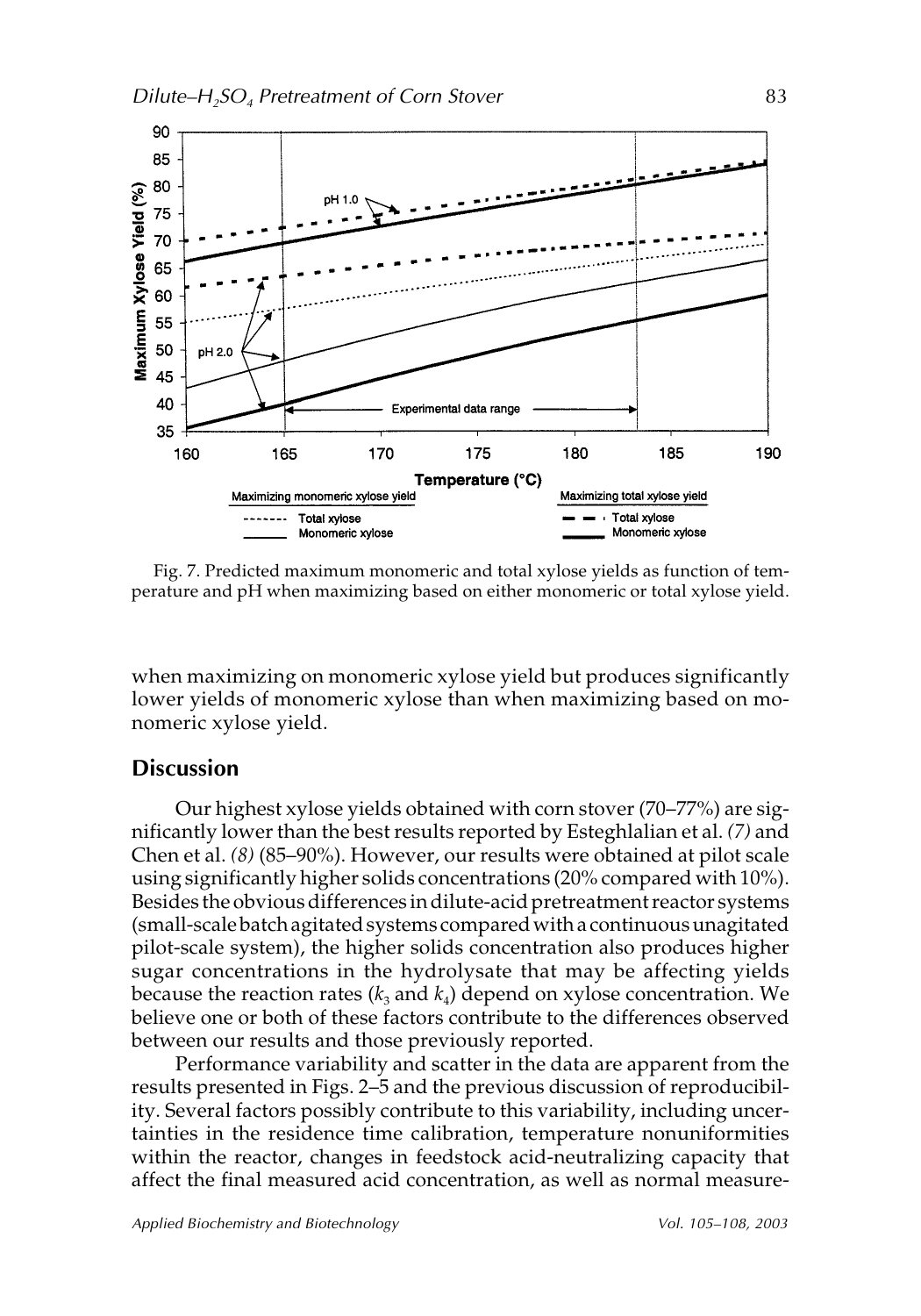Fig. 7. Predicted maximum monomeric and total xylose yields as function of temperature and pH when maximizing based on either monomeric or total xylose yield.

when maximizing on monomeric xylose yield but produces significantly lower yields of monomeric xylose than when maximizing based on monomeric xylose yield.

## Discussion

Our highest xylose yields obtained with corn stover (70–77%) are significantly lower than the best results reported by Esteghlalian et al. *(7)* and Chen et al. *(8)* (85–90%). However, our results were obtained at pilot scale using significantly higher solids concentrations (20% compared with 10%). Besides the obvious differences in dilute-acid pretreatment reactor systems (small-scale batch agitated systems compared with a continuous unagitated pilot-scale system), the higher solids concentration also produces higher sugar concentrations in the hydrolysate that may be affecting yields because the reaction rates ($k_3$ and $k_4$) depend on xylose concentration. We believe one or both of these factors contribute to the differences observed between our results and those previously reported.

Performance variability and scatter in the data are apparent from the results presented in Figs. 2–5 and the previous discussion of reproducibility. Several factors possibly contribute to this variability, including uncertainties in the residence time calibration, temperature nonuniformities within the reactor, changes in feedstock acid-neutralizing capacity that affect the final measured acid concentration, as well as normal measure-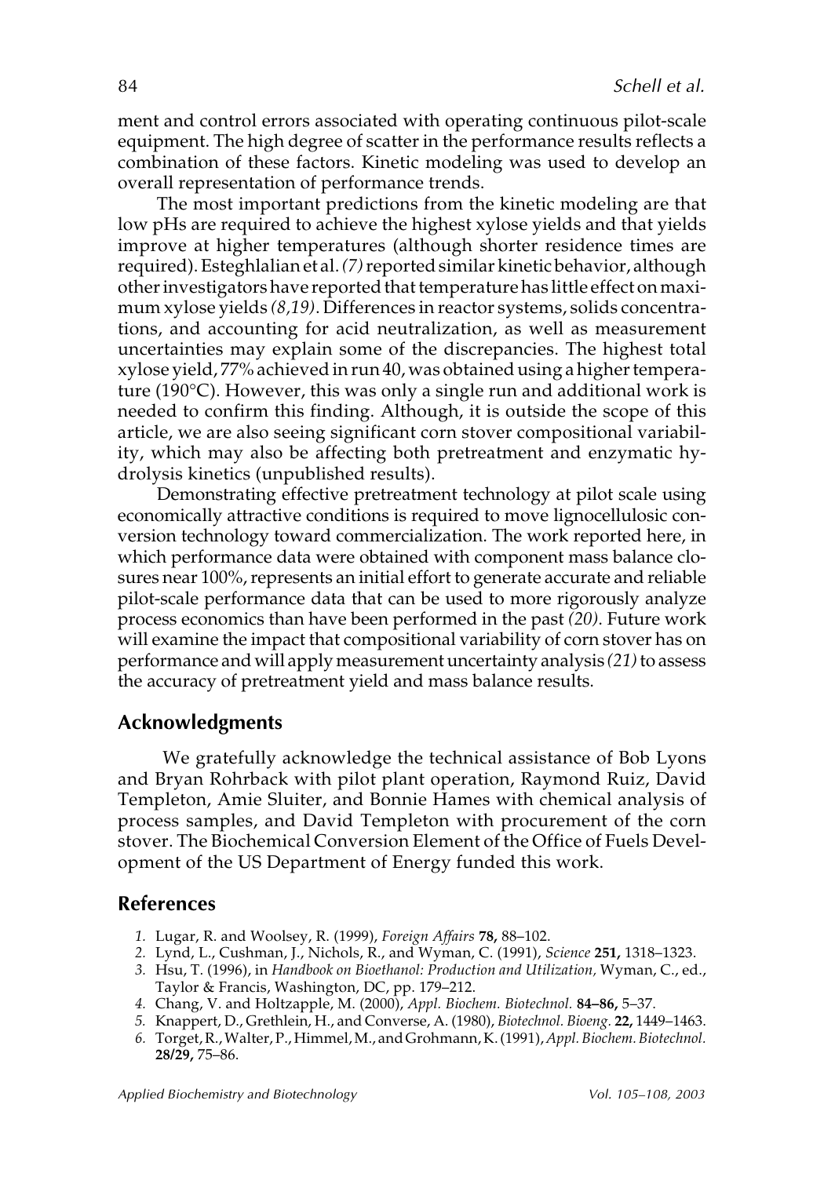ment and control errors associated with operating continuous pilot-scale equipment. The high degree of scatter in the performance results reflects a combination of these factors. Kinetic modeling was used to develop an overall representation of performance trends.

The most important predictions from the kinetic modeling are that low pHs are required to achieve the highest xylose yields and that yields improve at higher temperatures (although shorter residence times are required). Esteghlalian et al. *(7)* reported similar kinetic behavior, although other investigators have reported that temperature has little effect on maximum xylose yields *(8,19)*. Differences in reactor systems, solids concentrations, and accounting for acid neutralization, as well as measurement uncertainties may explain some of the discrepancies. The highest total xylose yield, 77% achieved in run 40, was obtained using a higher temperature (190°C). However, this was only a single run and additional work is needed to confirm this finding. Although, it is outside the scope of this article, we are also seeing significant corn stover compositional variability, which may also be affecting both pretreatment and enzymatic hydrolysis kinetics (unpublished results).

Demonstrating effective pretreatment technology at pilot scale using economically attractive conditions is required to move lignocellulosic conversion technology toward commercialization. The work reported here, in which performance data were obtained with component mass balance closures near 100%, represents an initial effort to generate accurate and reliable pilot-scale performance data that can be used to more rigorously analyze process economics than have been performed in the past *(20)*. Future work will examine the impact that compositional variability of corn stover has on performance and will apply measurement uncertainty analysis *(21)* to assess the accuracy of pretreatment yield and mass balance results.

## Acknowledgments

We gratefully acknowledge the technical assistance of Bob Lyons and Bryan Rohrback with pilot plant operation, Raymond Ruiz, David Templeton, Amie Sluiter, and Bonnie Hames with chemical analysis of process samples, and David Templeton with procurement of the corn stover. The Biochemical Conversion Element of the Office of Fuels Development of the US Department of Energy funded this work.

## References

1. Lugar, R. and Woolsey, R. (1999), *Foreign Affairs* **78,** 88–102.
2. Lynd, L., Cushman, J., Nichols, R., and Wyman, C. (1991), *Science* **251,** 1318–1323.
3. Hsu, T. (1996), in *Handbook on Bioethanol: Production and Utilization,* Wyman, C., ed., Taylor & Francis, Washington, DC, pp. 179–212.
4. Chang, V. and Holtzapple, M. (2000), *Appl. Biochem. Biotechnol.* **84–86,** 5–37.
5. Knappert, D., Grethlein, H., and Converse, A. (1980), *Biotechnol. Bioeng.* **22,** 1449–1463.
6. Torget, R., Walter, P., Himmel, M., and Grohmann, K. (1991), *Appl. Biochem. Biotechnol.* **28/29,** 75–86.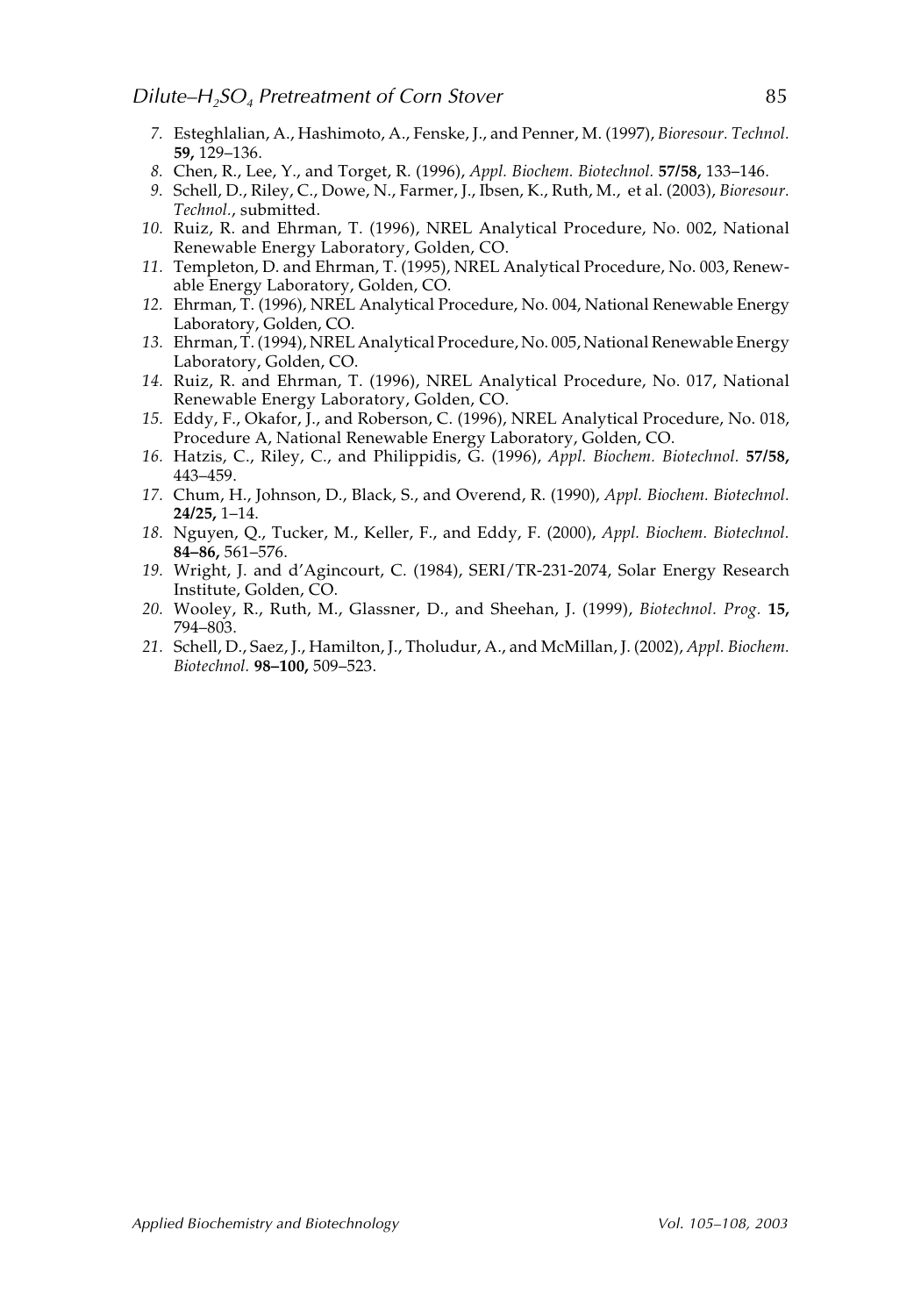7. Esteghlalian, A., Hashimoto, A., Fenske, J., and Penner, M. (1997), *Bioresour. Technol.* **59,** 129–136.
8. Chen, R., Lee, Y., and Torget, R. (1996), *Appl. Biochem. Biotechnol.* **57/58,** 133–146.
9. Schell, D., Riley, C., Dowe, N., Farmer, J., Ibsen, K., Ruth, M., et al. (2003), *Bioresour. Technol.*, submitted.
10. Ruiz, R. and Ehrman, T. (1996), NREL Analytical Procedure, No. 002, National Renewable Energy Laboratory, Golden, CO.
11. Templeton, D. and Ehrman, T. (1995), NREL Analytical Procedure, No. 003, Renewable Energy Laboratory, Golden, CO.
12. Ehrman, T. (1996), NREL Analytical Procedure, No. 004, National Renewable Energy Laboratory, Golden, CO.
13. Ehrman, T. (1994), NREL Analytical Procedure, No. 005, National Renewable Energy Laboratory, Golden, CO.
14. Ruiz, R. and Ehrman, T. (1996), NREL Analytical Procedure, No. 017, National Renewable Energy Laboratory, Golden, CO.
15. Eddy, F., Okafor, J., and Roberson, C. (1996), NREL Analytical Procedure, No. 018, Procedure A, National Renewable Energy Laboratory, Golden, CO.
16. Hatzis, C., Riley, C., and Philippidis, G. (1996), *Appl. Biochem. Biotechnol.* **57/58,** 443–459.
17. Chum, H., Johnson, D., Black, S., and Overend, R. (1990), *Appl. Biochem. Biotechnol.* **24/25,** 1–14.
18. Nguyen, Q., Tucker, M., Keller, F., and Eddy, F. (2000), *Appl. Biochem. Biotechnol.* **84–86,** 561–576.
19. Wright, J. and d'Agincourt, C. (1984), SERI/TR-231-2074, Solar Energy Research Institute, Golden, CO.
20. Wooley, R., Ruth, M., Glassner, D., and Sheehan, J. (1999), *Biotechnol. Prog.* **15,** 794–803.
21. Schell, D., Saez, J., Hamilton, J., Tholudur, A., and McMillan, J. (2002), *Appl. Biochem. Biotechnol.* **98–100,** 509–523.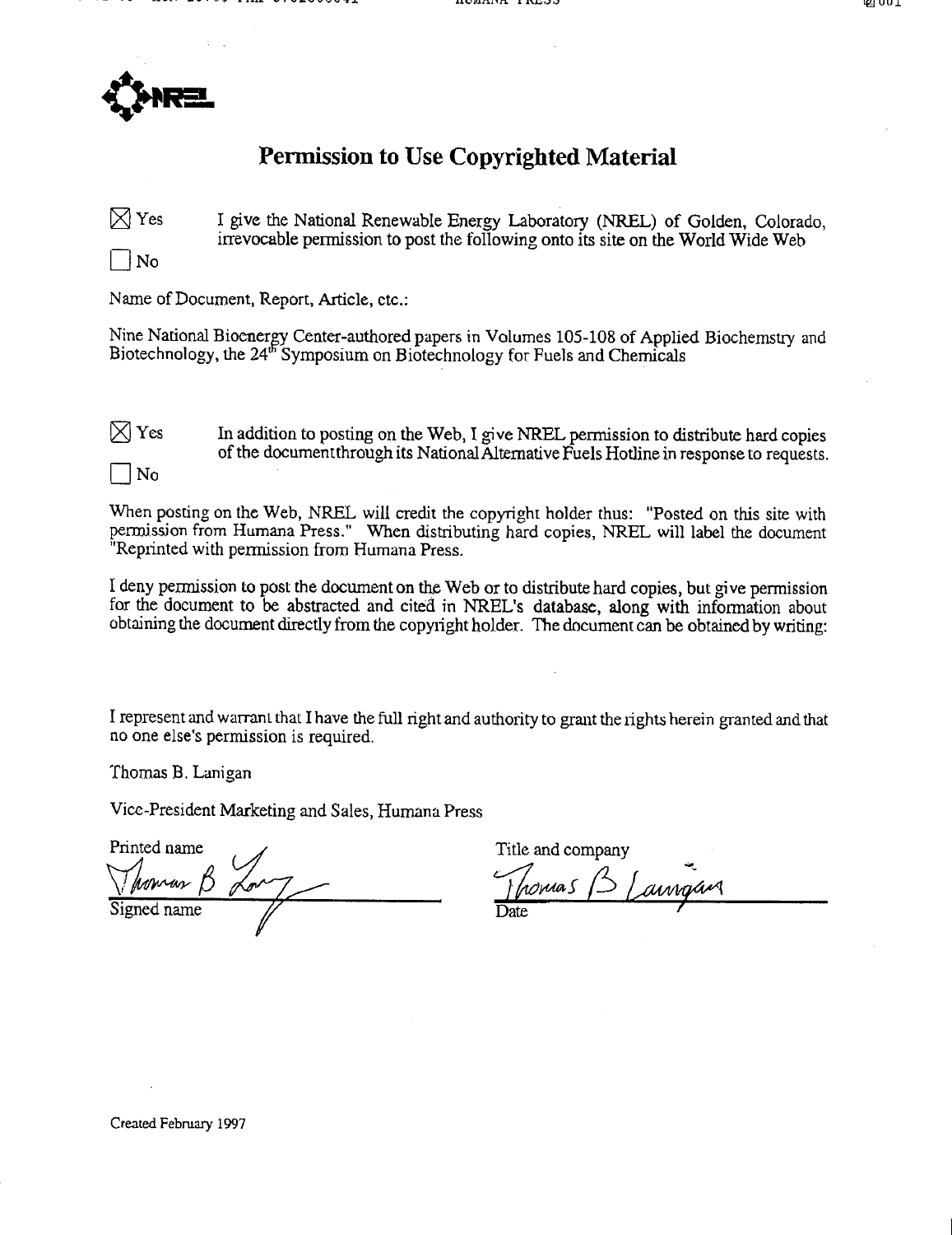# Permission to Use Copyrighted Material

☒ Yes I give the National Renewable Energy Laboratory (NREL) of Golden, Colorado, irrevocable permission to post the following onto its site on the World Wide Web

☐ No

Name of Document, Report, Article, etc.:

Nine National Bioenergy Center-authored papers in Volumes 105-108 of Applied Biochemstry and Biotechnology, the 24[th] Symposium on Biotechnology for Fuels and Chemicals

☒ Yes In addition to posting on the Web, I give NREL permission to distribute hard copies of the documentthrough its National Alternative Fuels Hotline in response to requests.

☐ No

When posting on the Web, NREL will credit the copyright holder thus: "Posted on this site with permission from Humana Press." When distributing hard copies, NREL will label the document "Reprinted with permission from Humana Press.

I deny permission to post the document on the Web or to distribute hard copies, but give permission for the document to be abstracted and cited in NREL's database, along with information about obtaining the document directly from the copyright holder. The document can be obtained by writing:

I represent and warrant that I have the full right and authority to grant the rights herein granted and that no one else's permission is required.

Thomas B. Lanigan

Vice-President Marketing and Sales, Humana Press

Printed name — Title and company

Signed name — Date

Created February 1997